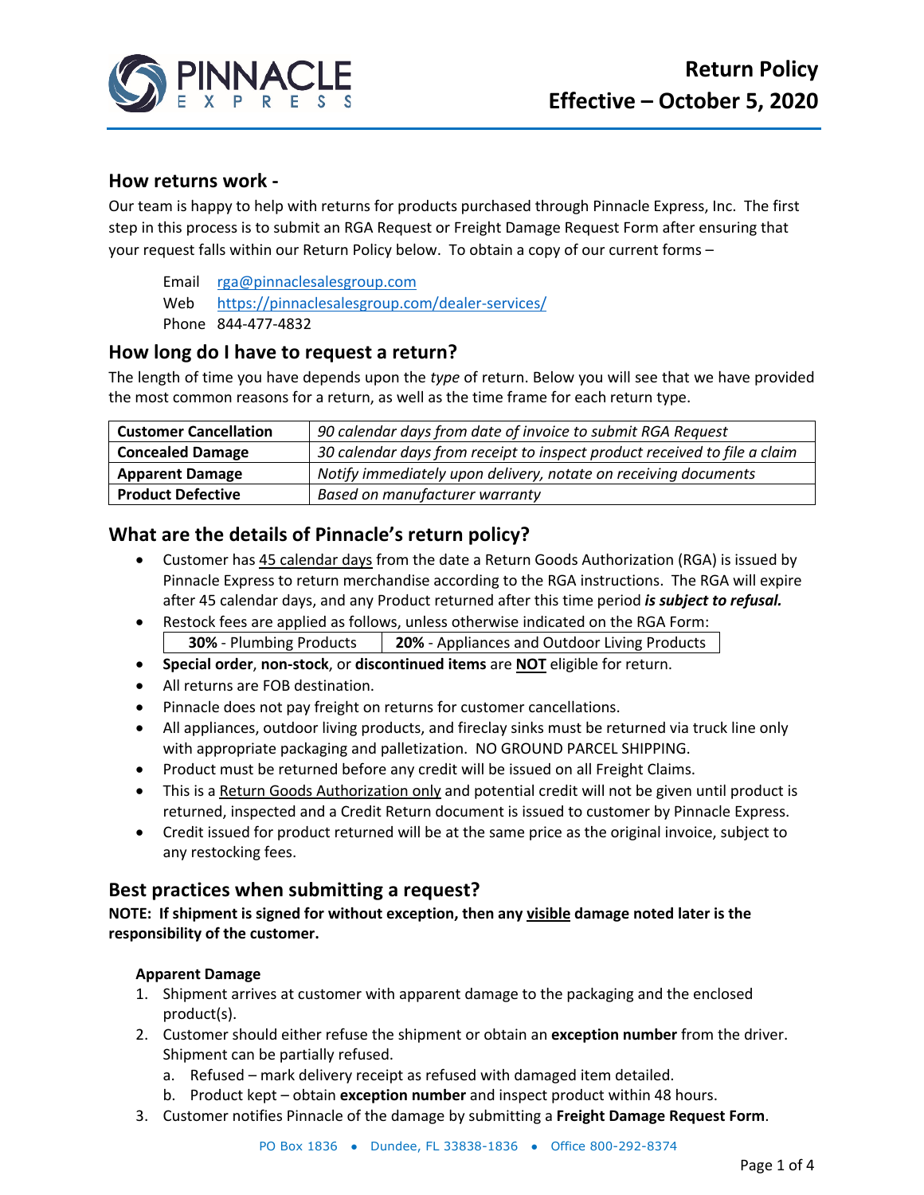# Return Policy
# Effective – October 5, 2020

## How returns work -

Our team is happy to help with returns for products purchased through Pinnacle Express, Inc. The first step in this process is to submit an RGA Request or Freight Damage Request Form after ensuring that your request falls within our Return Policy below. To obtain a copy of our current forms –

Email [rga@pinnaclesalesgroup.com](mailto:rga@pinnaclesalesgroup.com)
Web [https://pinnaclesalesgroup.com/dealer-services/](https://pinnaclesalesgroup.com/dealer-services/)
Phone 844-477-4832

## How long do I have to request a return?

The length of time you have depends upon the *type* of return. Below you will see that we have provided the most common reasons for a return, as well as the time frame for each return type.

| | |
|---|---|
| **Customer Cancellation** | *90 calendar days from date of invoice to submit RGA Request* |
| **Concealed Damage** | *30 calendar days from receipt to inspect product received to file a claim* |
| **Apparent Damage** | *Notify immediately upon delivery, notate on receiving documents* |
| **Product Defective** | *Based on manufacturer warranty* |

## What are the details of Pinnacle's return policy?

- Customer has <u>45 calendar days</u> from the date a Return Goods Authorization (RGA) is issued by Pinnacle Express to return merchandise according to the RGA instructions. The RGA will expire after 45 calendar days, and any Product returned after this time period ***is subject to refusal.***
- Restock fees are applied as follows, unless otherwise indicated on the RGA Form:

| | |
|---|---|
| **30%** - Plumbing Products | **20%** - Appliances and Outdoor Living Products |

- **Special order**, **non-stock**, or **discontinued items** are **<u>NOT</u>** eligible for return.
- All returns are FOB destination.
- Pinnacle does not pay freight on returns for customer cancellations.
- All appliances, outdoor living products, and fireclay sinks must be returned via truck line only with appropriate packaging and palletization. NO GROUND PARCEL SHIPPING.
- Product must be returned before any credit will be issued on all Freight Claims.
- This is a <u>Return Goods Authorization only</u> and potential credit will not be given until product is returned, inspected and a Credit Return document is issued to customer by Pinnacle Express.
- Credit issued for product returned will be at the same price as the original invoice, subject to any restocking fees.

## Best practices when submitting a request?

**NOTE: If shipment is signed for without exception, then any <u>visible</u> damage noted later is the responsibility of the customer.**

### Apparent Damage

1. Shipment arrives at customer with apparent damage to the packaging and the enclosed product(s).
2. Customer should either refuse the shipment or obtain an **exception number** from the driver. Shipment can be partially refused.
   a. Refused – mark delivery receipt as refused with damaged item detailed.
   b. Product kept – obtain **exception number** and inspect product within 48 hours.
3. Customer notifies Pinnacle of the damage by submitting a **Freight Damage Request Form**.

PO Box 1836 • Dundee, FL 33838-1836 • Office 800-292-8374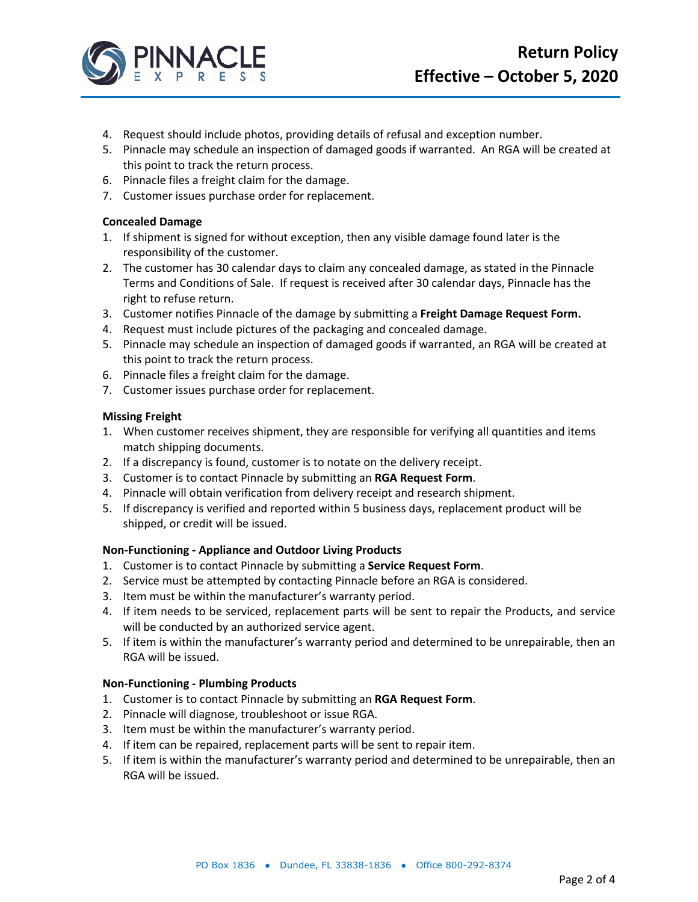4. Request should include photos, providing details of refusal and exception number.
5. Pinnacle may schedule an inspection of damaged goods if warranted. An RGA will be created at this point to track the return process.
6. Pinnacle files a freight claim for the damage.
7. Customer issues purchase order for replacement.

**Concealed Damage**

1. If shipment is signed for without exception, then any visible damage found later is the responsibility of the customer.
2. The customer has 30 calendar days to claim any concealed damage, as stated in the Pinnacle Terms and Conditions of Sale. If request is received after 30 calendar days, Pinnacle has the right to refuse return.
3. Customer notifies Pinnacle of the damage by submitting a **Freight Damage Request Form.**
4. Request must include pictures of the packaging and concealed damage.
5. Pinnacle may schedule an inspection of damaged goods if warranted, an RGA will be created at this point to track the return process.
6. Pinnacle files a freight claim for the damage.
7. Customer issues purchase order for replacement.

**Missing Freight**

1. When customer receives shipment, they are responsible for verifying all quantities and items match shipping documents.
2. If a discrepancy is found, customer is to notate on the delivery receipt.
3. Customer is to contact Pinnacle by submitting an **RGA Request Form**.
4. Pinnacle will obtain verification from delivery receipt and research shipment.
5. If discrepancy is verified and reported within 5 business days, replacement product will be shipped, or credit will be issued.

**Non-Functioning - Appliance and Outdoor Living Products**

1. Customer is to contact Pinnacle by submitting a **Service Request Form**.
2. Service must be attempted by contacting Pinnacle before an RGA is considered.
3. Item must be within the manufacturer's warranty period.
4. If item needs to be serviced, replacement parts will be sent to repair the Products, and service will be conducted by an authorized service agent.
5. If item is within the manufacturer's warranty period and determined to be unrepairable, then an RGA will be issued.

**Non-Functioning - Plumbing Products**

1. Customer is to contact Pinnacle by submitting an **RGA Request Form**.
2. Pinnacle will diagnose, troubleshoot or issue RGA.
3. Item must be within the manufacturer's warranty period.
4. If item can be repaired, replacement parts will be sent to repair item.
5. If item is within the manufacturer's warranty period and determined to be unrepairable, then an RGA will be issued.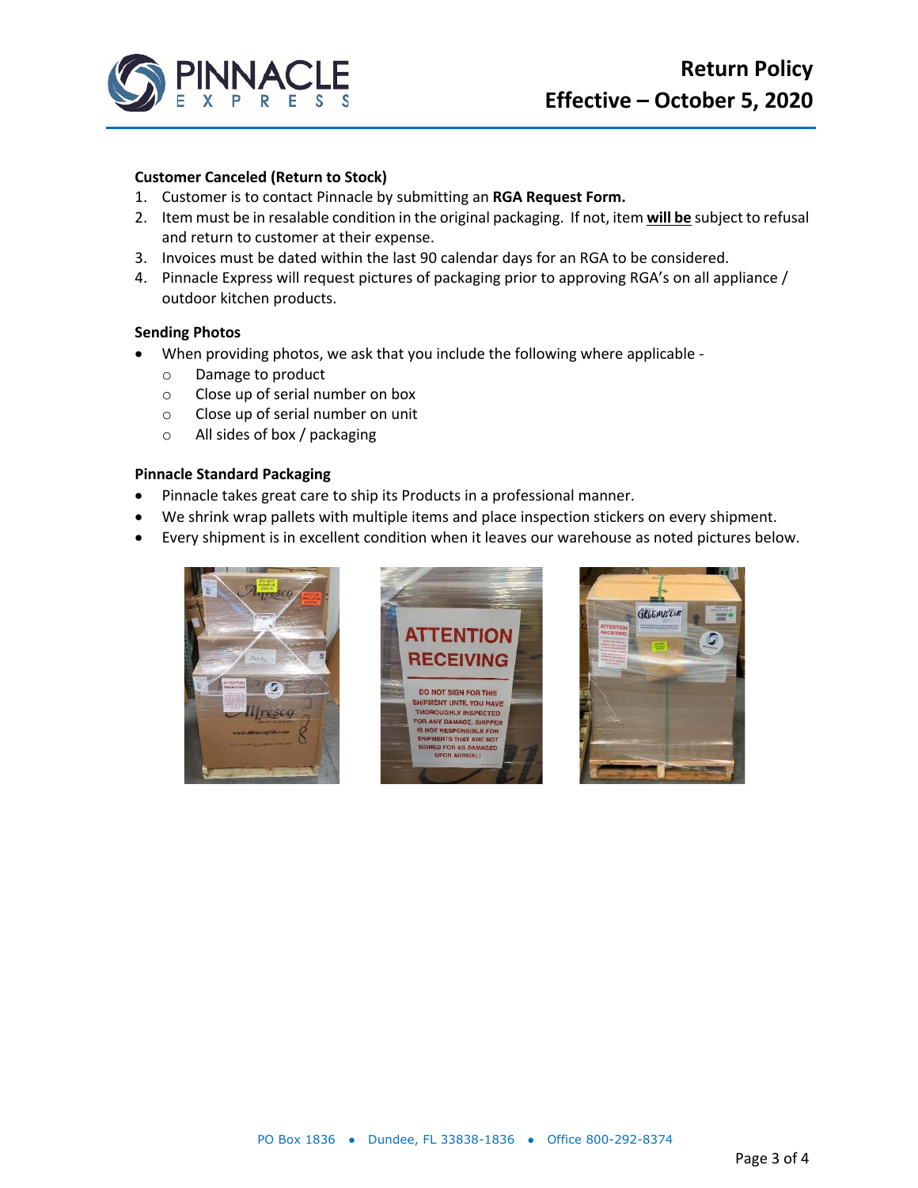**Customer Canceled (Return to Stock)**

1. Customer is to contact Pinnacle by submitting an **RGA Request Form.**
2. Item must be in resalable condition in the original packaging. If not, item **will be** subject to refusal and return to customer at their expense.
3. Invoices must be dated within the last 90 calendar days for an RGA to be considered.
4. Pinnacle Express will request pictures of packaging prior to approving RGA's on all appliance / outdoor kitchen products.

**Sending Photos**

- When providing photos, we ask that you include the following where applicable -
  - Damage to product
  - Close up of serial number on box
  - Close up of serial number on unit
  - All sides of box / packaging

**Pinnacle Standard Packaging**

- Pinnacle takes great care to ship its Products in a professional manner.
- We shrink wrap pallets with multiple items and place inspection stickers on every shipment.
- Every shipment is in excellent condition when it leaves our warehouse as noted pictures below.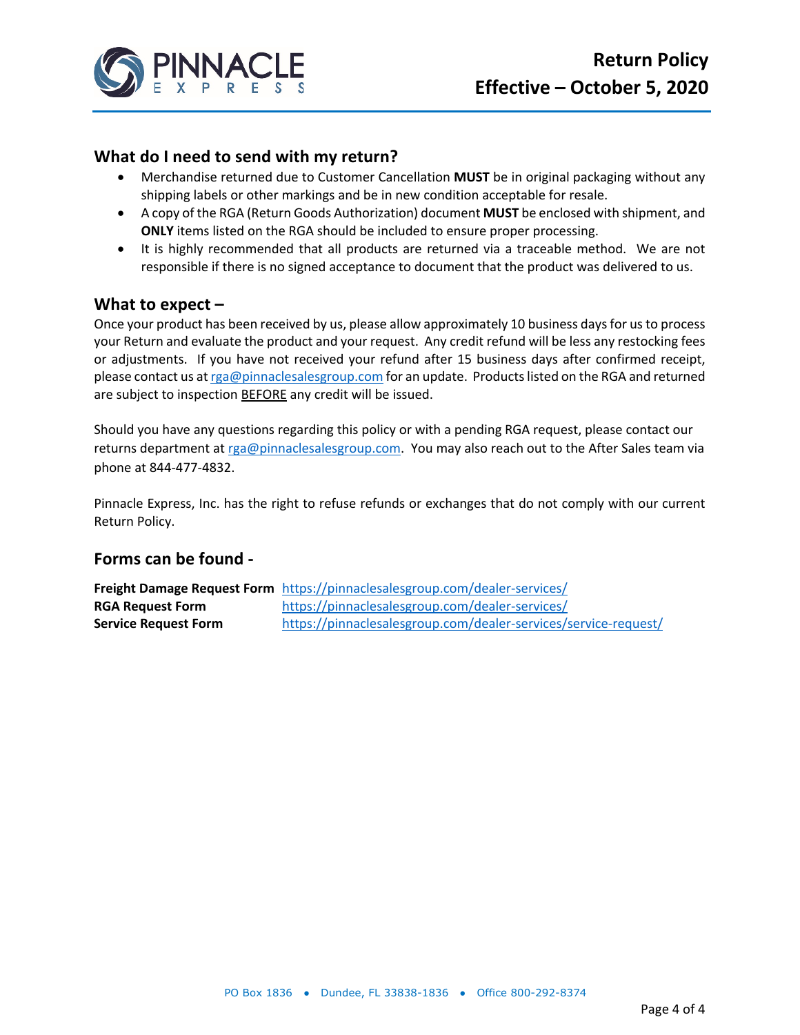## What do I need to send with my return?

- Merchandise returned due to Customer Cancellation **MUST** be in original packaging without any shipping labels or other markings and be in new condition acceptable for resale.
- A copy of the RGA (Return Goods Authorization) document **MUST** be enclosed with shipment, and **ONLY** items listed on the RGA should be included to ensure proper processing.
- It is highly recommended that all products are returned via a traceable method. We are not responsible if there is no signed acceptance to document that the product was delivered to us.

## What to expect –

Once your product has been received by us, please allow approximately 10 business days for us to process your Return and evaluate the product and your request. Any credit refund will be less any restocking fees or adjustments. If you have not received your refund after 15 business days after confirmed receipt, please contact us at rga@pinnaclesalesgroup.com for an update. Products listed on the RGA and returned are subject to inspection BEFORE any credit will be issued.

Should you have any questions regarding this policy or with a pending RGA request, please contact our returns department at rga@pinnaclesalesgroup.com. You may also reach out to the After Sales team via phone at 844-477-4832.

Pinnacle Express, Inc. has the right to refuse refunds or exchanges that do not comply with our current Return Policy.

## Forms can be found -

| | |
|---|---|
| **Freight Damage Request Form** | https://pinnaclesalesgroup.com/dealer-services/ |
| **RGA Request Form** | https://pinnaclesalesgroup.com/dealer-services/ |
| **Service Request Form** | https://pinnaclesalesgroup.com/dealer-services/service-request/ |

PO Box 1836 • Dundee, FL 33838-1836 • Office 800-292-8374